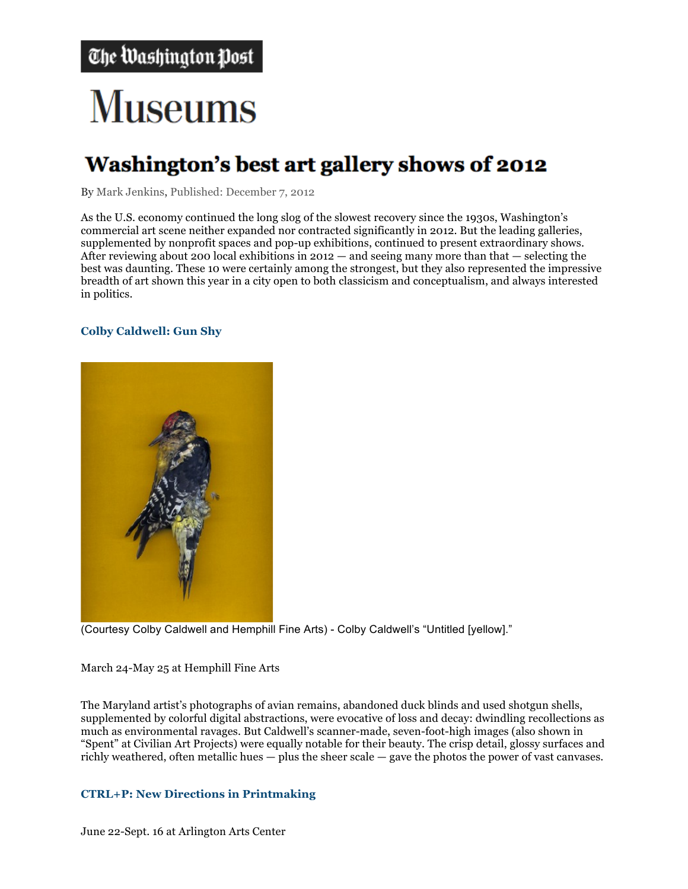The Washington Post

# Museums

## Washington's best art gallery shows of 2012

By Mark Jenkins, Published: December 7, 2012

As the U.S. economy continued the long slog of the slowest recovery since the 1930s, Washington's commercial art scene neither expanded nor contracted significantly in 2012. But the leading galleries, supplemented by nonprofit spaces and pop-up exhibitions, continued to present extraordinary shows. After reviewing about 200 local exhibitions in 2012 — and seeing many more than that — selecting the best was daunting. These 10 were certainly among the strongest, but they also represented the impressive breadth of art shown this year in a city open to both classicism and conceptualism, and always interested in politics.

### Colby Caldwell: Gun Shy

(Courtesy Colby Caldwell and Hemphill Fine Arts) - Colby Caldwell's "Untitled [yellow]."

March 24-May 25 at Hemphill Fine Arts

The Maryland artist's photographs of avian remains, abandoned duck blinds and used shotgun shells, supplemented by colorful digital abstractions, were evocative of loss and decay: dwindling recollections as much as environmental ravages. But Caldwell's scanner-made, seven-foot-high images (also shown in "Spent" at Civilian Art Projects) were equally notable for their beauty. The crisp detail, glossy surfaces and richly weathered, often metallic hues — plus the sheer scale — gave the photos the power of vast canvases.

### CTRL+P: New Directions in Printmaking

June 22-Sept. 16 at Arlington Arts Center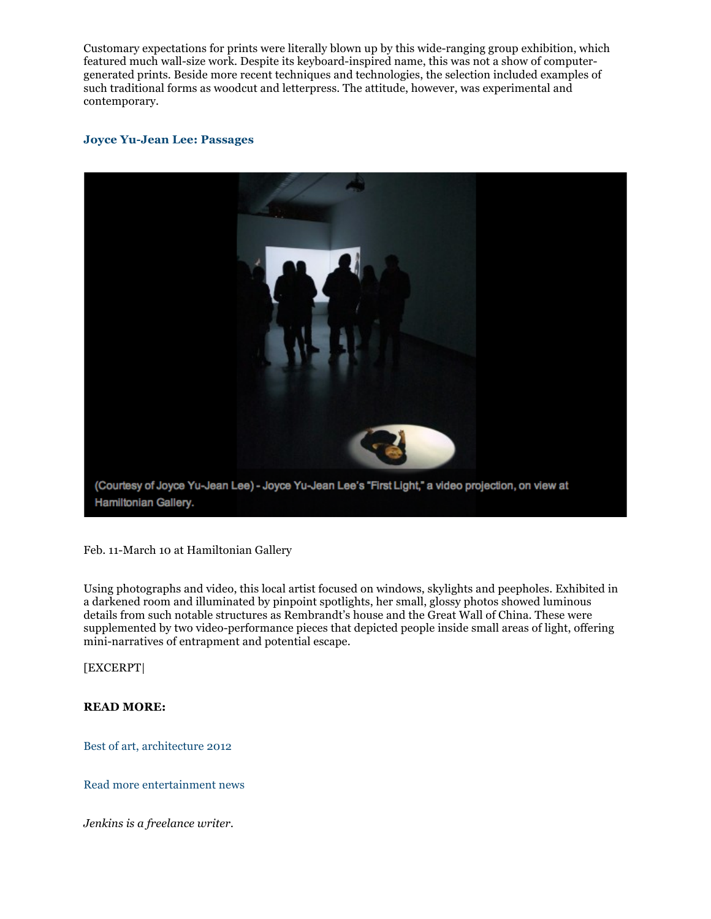Customary expectations for prints were literally blown up by this wide-ranging group exhibition, which featured much wall-size work. Despite its keyboard-inspired name, this was not a show of computer-generated prints. Beside more recent techniques and technologies, the selection included examples of such traditional forms as woodcut and letterpress. The attitude, however, was experimental and contemporary.

### Joyce Yu-Jean Lee: Passages

(Courtesy of Joyce Yu-Jean Lee) - Joyce Yu-Jean Lee's "First Light," a video projection, on view at Hamiltonian Gallery.

Feb. 11-March 10 at Hamiltonian Gallery

Using photographs and video, this local artist focused on windows, skylights and peepholes. Exhibited in a darkened room and illuminated by pinpoint spotlights, her small, glossy photos showed luminous details from such notable structures as Rembrandt's house and the Great Wall of China. These were supplemented by two video-performance pieces that depicted people inside small areas of light, offering mini-narratives of entrapment and potential escape.

[EXCERPT|

**READ MORE:**

Best of art, architecture 2012

Read more entertainment news

*Jenkins is a freelance writer.*